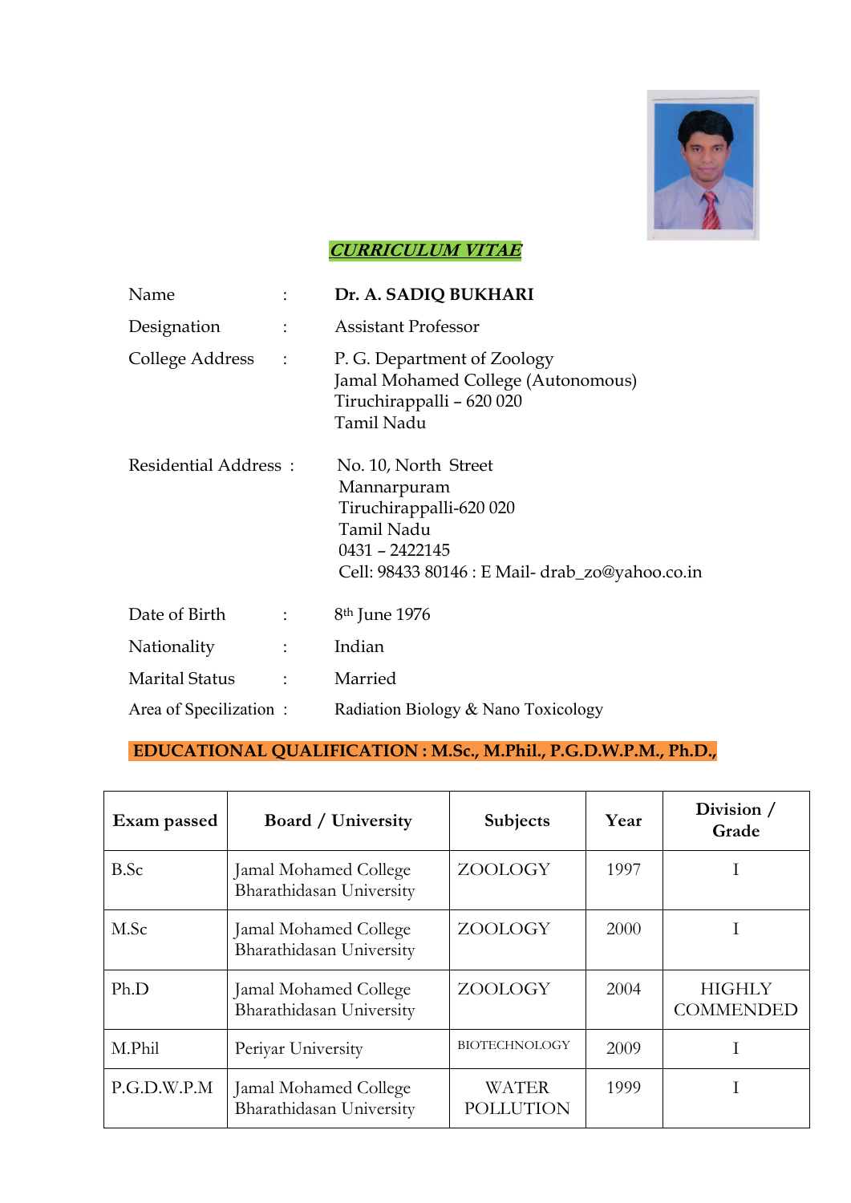## ***CURRICULUM VITAE***

| | | |
|---|---|---|
| Name | : | **Dr. A. SADIQ BUKHARI** |
| Designation | : | Assistant Professor |
| College Address | : | P. G. Department of Zoology<br>Jamal Mohamed College (Autonomous)<br>Tiruchirappalli – 620 020<br>Tamil Nadu |
| Residential Address | : | No. 10, North Street<br>Mannarpuram<br>Tiruchirappalli-620 020<br>Tamil Nadu<br>0431 – 2422145<br>Cell: 98433 80146 : E Mail- drab_zo@yahoo.co.in |
| Date of Birth | : | 8th June 1976 |
| Nationality | : | Indian |
| Marital Status | : | Married |
| Area of Specilization | : | Radiation Biology & Nano Toxicology |

**EDUCATIONAL QUALIFICATION : M.Sc., M.Phil., P.G.D.W.P.M., Ph.D.,**

| Exam passed | Board / University | Subjects | Year | Division / Grade |
|---|---|---|---|---|
| B.Sc | Jamal Mohamed College Bharathidasan University | ZOOLOGY | 1997 | I |
| M.Sc | Jamal Mohamed College Bharathidasan University | ZOOLOGY | 2000 | I |
| Ph.D | Jamal Mohamed College Bharathidasan University | ZOOLOGY | 2004 | HIGHLY COMMENDED |
| M.Phil | Periyar University | BIOTECHNOLOGY | 2009 | I |
| P.G.D.W.P.M | Jamal Mohamed College Bharathidasan University | WATER POLLUTION | 1999 | I |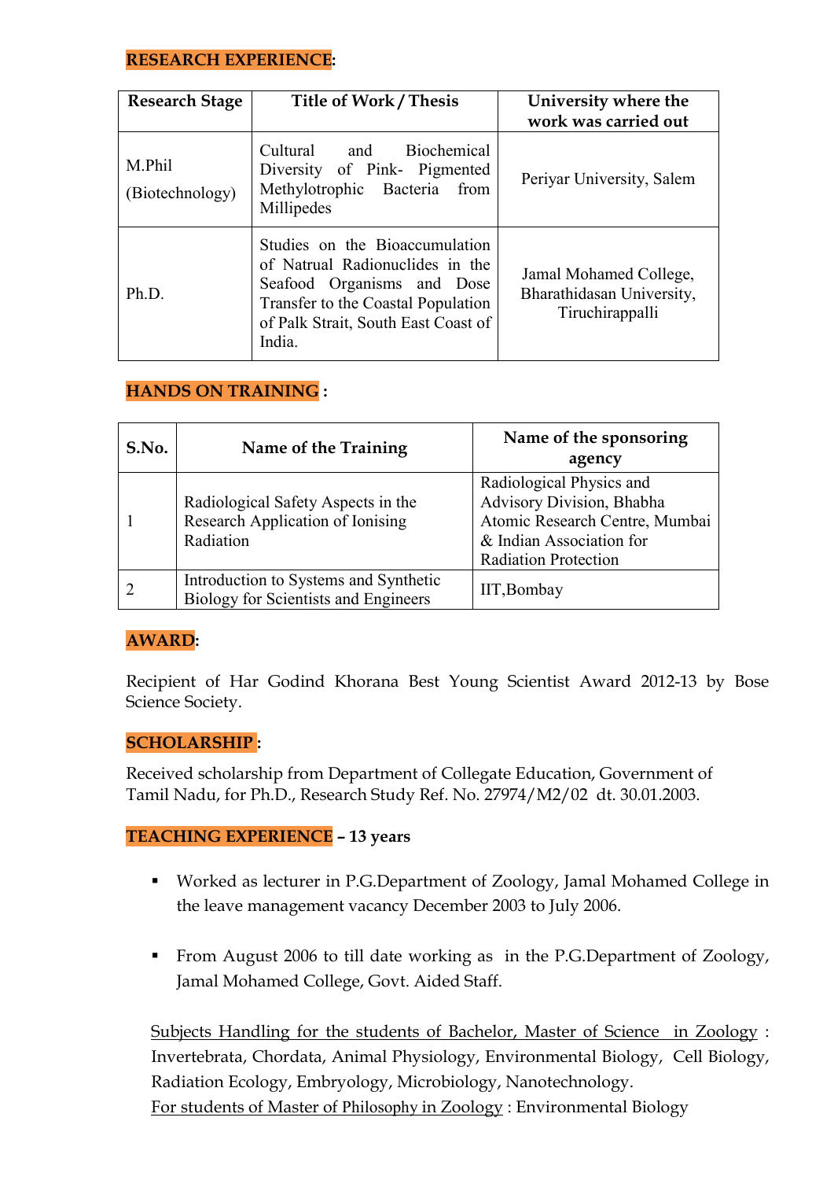## RESEARCH EXPERIENCE:

| Research Stage | Title of Work / Thesis | University where the work was carried out |
|---|---|---|
| M.Phil (Biotechnology) | Cultural and Biochemical Diversity of Pink- Pigmented Methylotrophic Bacteria from Millipedes | Periyar University, Salem |
| Ph.D. | Studies on the Bioaccumulation of Natrual Radionuclides in the Seafood Organisms and Dose Transfer to the Coastal Population of Palk Strait, South East Coast of India. | Jamal Mohamed College, Bharathidasan University, Tiruchirappalli |

## HANDS ON TRAINING :

| S.No. | Name of the Training | Name of the sponsoring agency |
|---|---|---|
| 1 | Radiological Safety Aspects in the Research Application of Ionising Radiation | Radiological Physics and Advisory Division, Bhabha Atomic Research Centre, Mumbai & Indian Association for Radiation Protection |
| 2 | Introduction to Systems and Synthetic Biology for Scientists and Engineers | IIT,Bombay |

## AWARD:

Recipient of Har Godind Khorana Best Young Scientist Award 2012-13 by Bose Science Society.

## SCHOLARSHIP :

Received scholarship from Department of Collegate Education, Government of Tamil Nadu, for Ph.D., Research Study Ref. No. 27974/M2/02 dt. 30.01.2003.

## TEACHING EXPERIENCE – 13 years

- Worked as lecturer in P.G.Department of Zoology, Jamal Mohamed College in the leave management vacancy December 2003 to July 2006.
- From August 2006 to till date working as in the P.G.Department of Zoology, Jamal Mohamed College, Govt. Aided Staff.

Subjects Handling for the students of Bachelor, Master of Science in Zoology : Invertebrata, Chordata, Animal Physiology, Environmental Biology, Cell Biology, Radiation Ecology, Embryology, Microbiology, Nanotechnology.
For students of Master of Philosophy in Zoology : Environmental Biology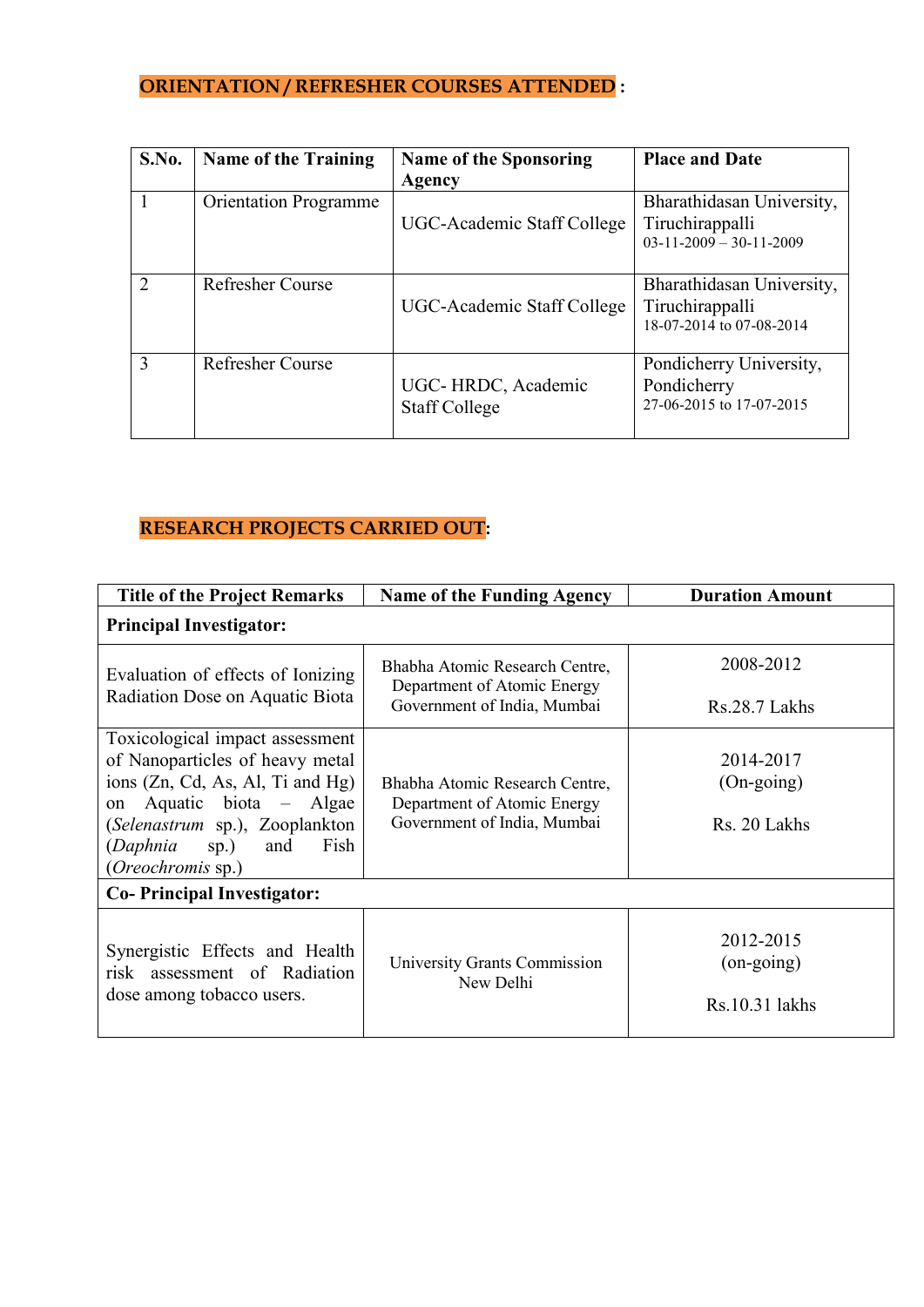## ORIENTATION / REFRESHER COURSES ATTENDED :

| S.No. | Name of the Training | Name of the Sponsoring Agency | Place and Date |
|---|---|---|---|
| 1 | Orientation Programme | UGC-Academic Staff College | Bharathidasan University, Tiruchirappalli 03-11-2009 – 30-11-2009 |
| 2 | Refresher Course | UGC-Academic Staff College | Bharathidasan University, Tiruchirappalli 18-07-2014 to 07-08-2014 |
| 3 | Refresher Course | UGC- HRDC, Academic Staff College | Pondicherry University, Pondicherry 27-06-2015 to 17-07-2015 |

## RESEARCH PROJECTS CARRIED OUT:

| Title of the Project Remarks | Name of the Funding Agency | Duration Amount |
|---|---|---|
| **Principal Investigator:** | | |
| Evaluation of effects of Ionizing Radiation Dose on Aquatic Biota | Bhabha Atomic Research Centre, Department of Atomic Energy Government of India, Mumbai | 2008-2012<br>Rs.28.7 Lakhs |
| Toxicological impact assessment of Nanoparticles of heavy metal ions (Zn, Cd, As, Al, Ti and Hg) on Aquatic biota – Algae (*Selenastrum* sp.), Zooplankton (*Daphnia* sp.) and Fish (*Oreochromis* sp.) | Bhabha Atomic Research Centre, Department of Atomic Energy Government of India, Mumbai | 2014-2017 (On-going)<br>Rs. 20 Lakhs |
| **Co- Principal Investigator:** | | |
| Synergistic Effects and Health risk assessment of Radiation dose among tobacco users. | University Grants Commission New Delhi | 2012-2015 (on-going)<br>Rs.10.31 lakhs |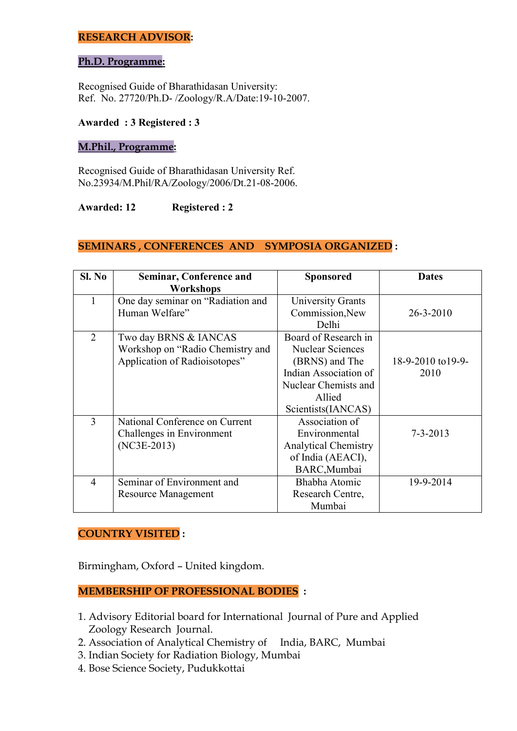## RESEARCH ADVISOR:

### Ph.D. Programme:

Recognised Guide of Bharathidasan University:
Ref. No. 27720/Ph.D- /Zoology/R.A/Date:19-10-2007.

**Awarded : 3 Registered : 3**

### M.Phil., Programme:

Recognised Guide of Bharathidasan University Ref. No.23934/M.Phil/RA/Zoology/2006/Dt.21-08-2006.

**Awarded: 12 Registered : 2**

## SEMINARS , CONFERENCES AND SYMPOSIA ORGANIZED :

| Sl. No | Seminar, Conference and Workshops | Sponsored | Dates |
|---|---|---|---|
| 1 | One day seminar on "Radiation and Human Welfare" | University Grants Commission,New Delhi | 26-3-2010 |
| 2 | Two day BRNS & IANCAS Workshop on "Radio Chemistry and Application of Radioisotopes" | Board of Research in Nuclear Sciences (BRNS) and The Indian Association of Nuclear Chemists and Allied Scientists(IANCAS) | 18-9-2010 to19-9-2010 |
| 3 | National Conference on Current Challenges in Environment (NC3E-2013) | Association of Environmental Analytical Chemistry of India (AEACI), BARC,Mumbai | 7-3-2013 |
| 4 | Seminar of Environment and Resource Management | Bhabha Atomic Research Centre, Mumbai | 19-9-2014 |

## COUNTRY VISITED :

Birmingham, Oxford – United kingdom.

## MEMBERSHIP OF PROFESSIONAL BODIES :

1. Advisory Editorial board for International Journal of Pure and Applied Zoology Research Journal.
2. Association of Analytical Chemistry of India, BARC, Mumbai
3. Indian Society for Radiation Biology, Mumbai
4. Bose Science Society, Pudukkottai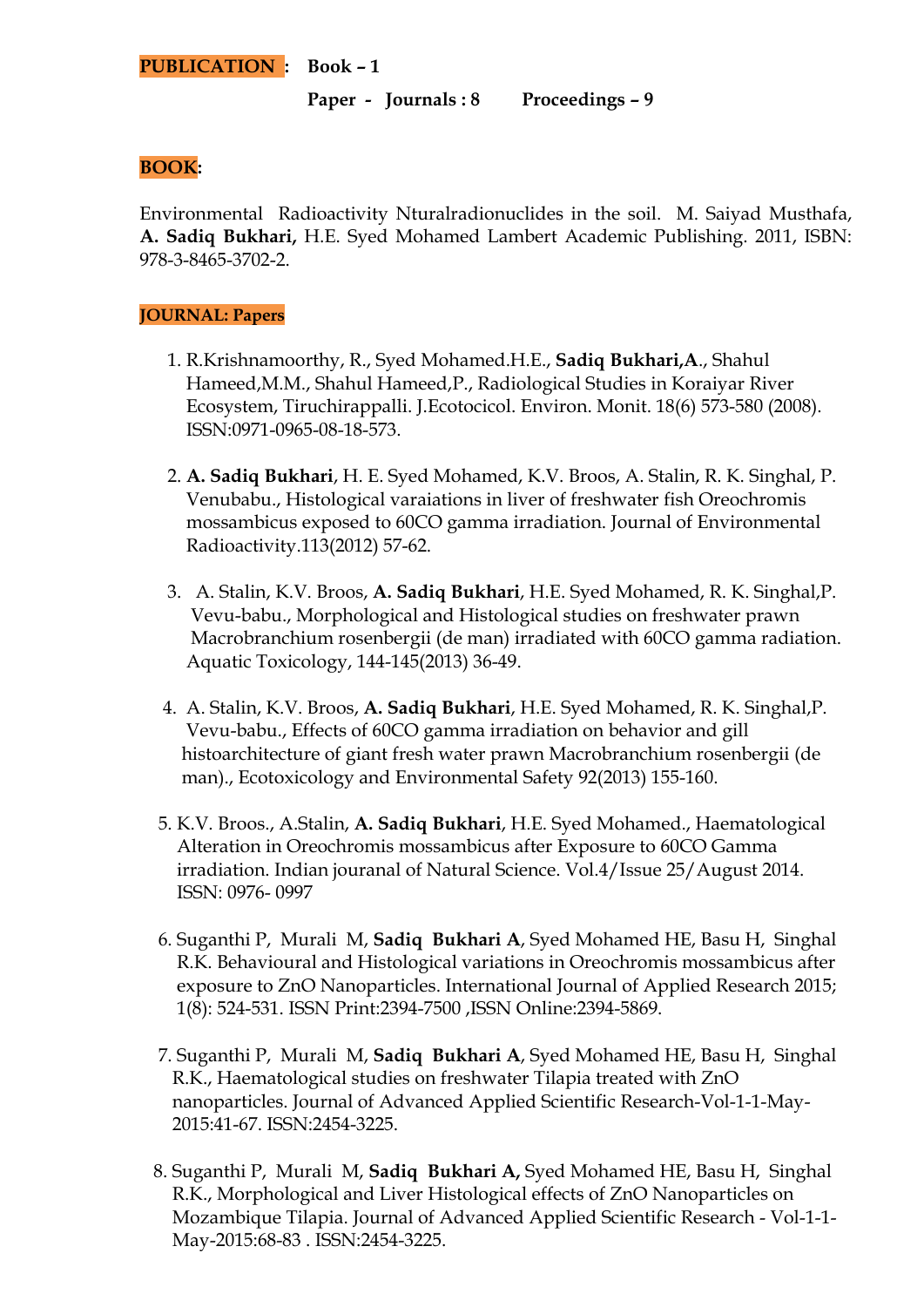**PUBLICATION :** **Book – 1**

**Paper - Journals : 8 Proceedings – 9**

**BOOK:**

Environmental Radioactivity Nturalradionuclides in the soil. M. Saiyad Musthafa, **A. Sadiq Bukhari,** H.E. Syed Mohamed Lambert Academic Publishing. 2011, ISBN: 978-3-8465-3702-2.

**JOURNAL: Papers**

1. R.Krishnamoorthy, R., Syed Mohamed.H.E., **Sadiq Bukhari,A**., Shahul Hameed,M.M., Shahul Hameed,P., Radiological Studies in Koraiyar River Ecosystem, Tiruchirappalli. J.Ecotocicol. Environ. Monit. 18(6) 573-580 (2008). ISSN:0971-0965-08-18-573.

2. **A. Sadiq Bukhari**, H. E. Syed Mohamed, K.V. Broos, A. Stalin, R. K. Singhal, P. Venubabu., Histological varaiations in liver of freshwater fish Oreochromis mossambicus exposed to 60CO gamma irradiation. Journal of Environmental Radioactivity.113(2012) 57-62.

3. A. Stalin, K.V. Broos, **A. Sadiq Bukhari**, H.E. Syed Mohamed, R. K. Singhal,P. Vevu-babu., Morphological and Histological studies on freshwater prawn Macrobranchium rosenbergii (de man) irradiated with 60CO gamma radiation. Aquatic Toxicology, 144-145(2013) 36-49.

4. A. Stalin, K.V. Broos, **A. Sadiq Bukhari**, H.E. Syed Mohamed, R. K. Singhal,P. Vevu-babu., Effects of 60CO gamma irradiation on behavior and gill histoarchitecture of giant fresh water prawn Macrobranchium rosenbergii (de man)., Ecotoxicology and Environmental Safety 92(2013) 155-160.

5. K.V. Broos., A.Stalin, **A. Sadiq Bukhari**, H.E. Syed Mohamed., Haematological Alteration in Oreochromis mossambicus after Exposure to 60CO Gamma irradiation. Indian jouranal of Natural Science. Vol.4/Issue 25/August 2014. ISSN: 0976- 0997

6. Suganthi P, Murali M, **Sadiq Bukhari A**, Syed Mohamed HE, Basu H, Singhal R.K. Behavioural and Histological variations in Oreochromis mossambicus after exposure to ZnO Nanoparticles. International Journal of Applied Research 2015; 1(8): 524-531. ISSN Print:2394-7500 ,ISSN Online:2394-5869.

7. Suganthi P, Murali M, **Sadiq Bukhari A**, Syed Mohamed HE, Basu H, Singhal R.K., Haematological studies on freshwater Tilapia treated with ZnO nanoparticles. Journal of Advanced Applied Scientific Research-Vol-1-1-May-2015:41-67. ISSN:2454-3225.

8. Suganthi P, Murali M, **Sadiq Bukhari A,** Syed Mohamed HE, Basu H, Singhal R.K., Morphological and Liver Histological effects of ZnO Nanoparticles on Mozambique Tilapia. Journal of Advanced Applied Scientific Research - Vol-1-1-May-2015:68-83 . ISSN:2454-3225.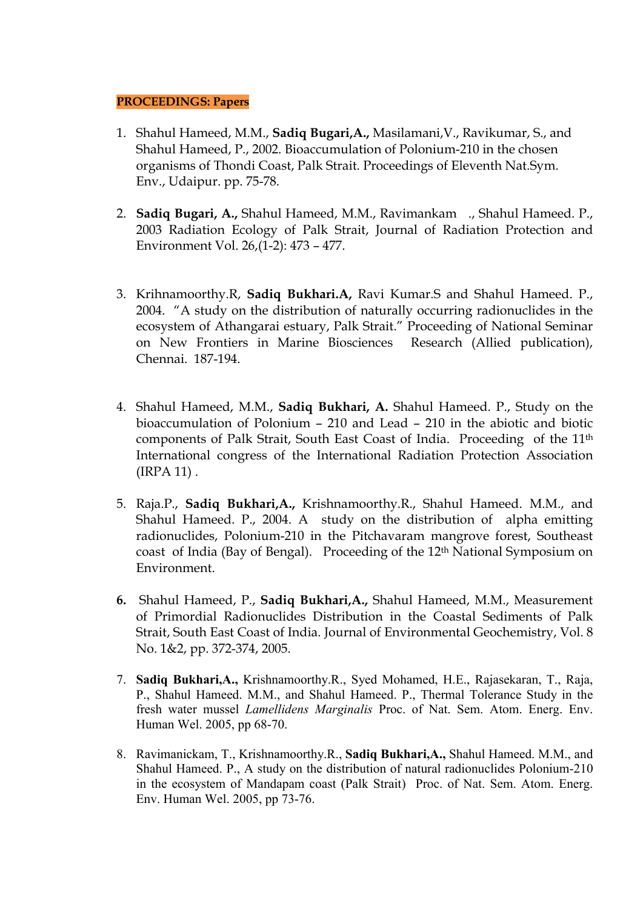**PROCEEDINGS: Papers**

1. Shahul Hameed, M.M., **Sadiq Bugari,A.,** Masilamani,V., Ravikumar, S., and Shahul Hameed, P., 2002. Bioaccumulation of Polonium-210 in the chosen organisms of Thondi Coast, Palk Strait. Proceedings of Eleventh Nat.Sym. Env., Udaipur. pp. 75-78.

2. **Sadiq Bugari, A.,** Shahul Hameed, M.M., Ravimankam ., Shahul Hameed. P., 2003 Radiation Ecology of Palk Strait, Journal of Radiation Protection and Environment Vol. 26,(1-2): 473 – 477.

3. Krihnamoorthy.R, **Sadiq Bukhari.A,** Ravi Kumar.S and Shahul Hameed. P., 2004. "A study on the distribution of naturally occurring radionuclides in the ecosystem of Athangarai estuary, Palk Strait." Proceeding of National Seminar on New Frontiers in Marine Biosciences Research (Allied publication), Chennai. 187-194.

4. Shahul Hameed, M.M., **Sadiq Bukhari, A.** Shahul Hameed. P., Study on the bioaccumulation of Polonium – 210 and Lead – 210 in the abiotic and biotic components of Palk Strait, South East Coast of India. Proceeding of the 11th International congress of the International Radiation Protection Association (IRPA 11) .

5. Raja.P., **Sadiq Bukhari,A.,** Krishnamoorthy.R., Shahul Hameed. M.M., and Shahul Hameed. P., 2004. A study on the distribution of alpha emitting radionuclides, Polonium-210 in the Pitchavaram mangrove forest, Southeast coast of India (Bay of Bengal). Proceeding of the 12th National Symposium on Environment.

6. Shahul Hameed, P., **Sadiq Bukhari,A.,** Shahul Hameed, M.M., Measurement of Primordial Radionuclides Distribution in the Coastal Sediments of Palk Strait, South East Coast of India. Journal of Environmental Geochemistry, Vol. 8 No. 1&2, pp. 372-374, 2005.

7. **Sadiq Bukhari,A.,** Krishnamoorthy.R., Syed Mohamed, H.E., Rajasekaran, T., Raja, P., Shahul Hameed. M.M., and Shahul Hameed. P., Thermal Tolerance Study in the fresh water mussel *Lamellidens Marginalis* Proc. of Nat. Sem. Atom. Energ. Env. Human Wel. 2005, pp 68-70.

8. Ravimanickam, T., Krishnamoorthy.R., **Sadiq Bukhari,A.,** Shahul Hameed. M.M., and Shahul Hameed. P., A study on the distribution of natural radionuclides Polonium-210 in the ecosystem of Mandapam coast (Palk Strait) Proc. of Nat. Sem. Atom. Energ. Env. Human Wel. 2005, pp 73-76.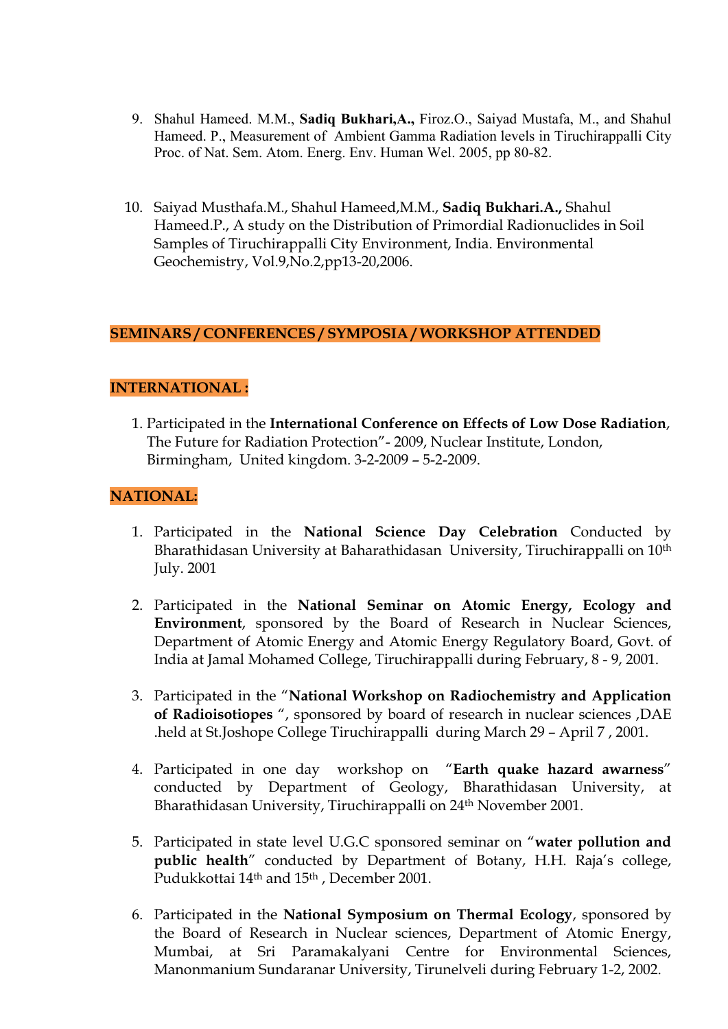9. Shahul Hameed. M.M., **Sadiq Bukhari,A.,** Firoz.O., Saiyad Mustafa, M., and Shahul Hameed. P., Measurement of Ambient Gamma Radiation levels in Tiruchirappalli City Proc. of Nat. Sem. Atom. Energ. Env. Human Wel. 2005, pp 80-82.

10. Saiyad Musthafa.M., Shahul Hameed,M.M., **Sadiq Bukhari.A.,** Shahul Hameed.P., A study on the Distribution of Primordial Radionuclides in Soil Samples of Tiruchirappalli City Environment, India. Environmental Geochemistry, Vol.9,No.2,pp13-20,2006.

## SEMINARS / CONFERENCES / SYMPOSIA / WORKSHOP ATTENDED

### INTERNATIONAL :

1. Participated in the **International Conference on Effects of Low Dose Radiation**, The Future for Radiation Protection"- 2009, Nuclear Institute, London, Birmingham, United kingdom. 3-2-2009 – 5-2-2009.

### NATIONAL:

1. Participated in the **National Science Day Celebration** Conducted by Bharathidasan University at Baharathidasan University, Tiruchirappalli on 10th July. 2001

2. Participated in the **National Seminar on Atomic Energy, Ecology and Environment**, sponsored by the Board of Research in Nuclear Sciences, Department of Atomic Energy and Atomic Energy Regulatory Board, Govt. of India at Jamal Mohamed College, Tiruchirappalli during February, 8 - 9, 2001.

3. Participated in the "**National Workshop on Radiochemistry and Application of Radioisotiopes** ", sponsored by board of research in nuclear sciences ,DAE .held at St.Joshope College Tiruchirappalli during March 29 – April 7 , 2001.

4. Participated in one day workshop on "**Earth quake hazard awarness**" conducted by Department of Geology, Bharathidasan University, at Bharathidasan University, Tiruchirappalli on 24th November 2001.

5. Participated in state level U.G.C sponsored seminar on "**water pollution and public health**" conducted by Department of Botany, H.H. Raja's college, Pudukkottai 14th and 15th , December 2001.

6. Participated in the **National Symposium on Thermal Ecology**, sponsored by the Board of Research in Nuclear sciences, Department of Atomic Energy, Mumbai, at Sri Paramakalyani Centre for Environmental Sciences, Manonmanium Sundaranar University, Tirunelveli during February 1-2, 2002.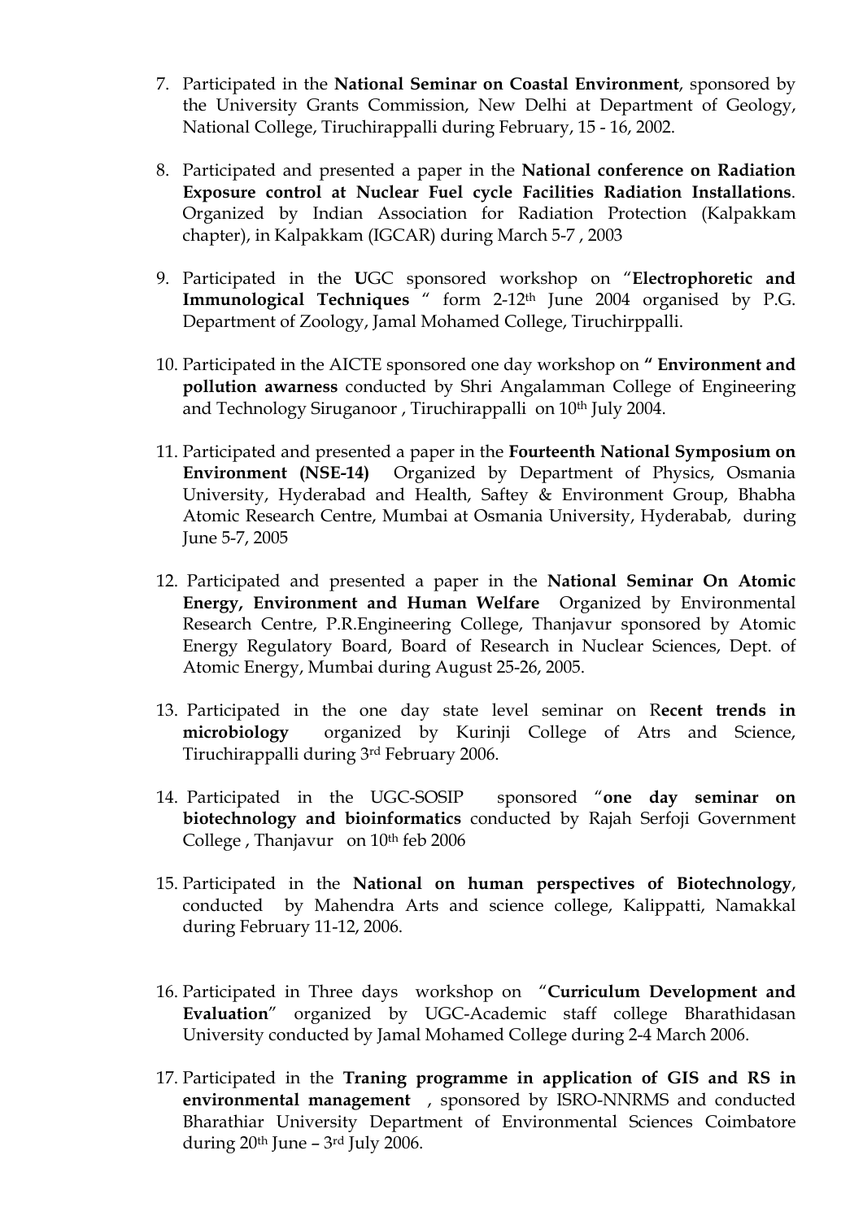7. Participated in the **National Seminar on Coastal Environment**, sponsored by the University Grants Commission, New Delhi at Department of Geology, National College, Tiruchirappalli during February, 15 - 16, 2002.

8. Participated and presented a paper in the **National conference on Radiation Exposure control at Nuclear Fuel cycle Facilities Radiation Installations**. Organized by Indian Association for Radiation Protection (Kalpakkam chapter), in Kalpakkam (IGCAR) during March 5-7 , 2003

9. Participated in the **U**GC sponsored workshop on "**Electrophoretic and Immunological Techniques** " form 2-12th June 2004 organised by P.G. Department of Zoology, Jamal Mohamed College, Tiruchirppalli.

10. Participated in the AICTE sponsored one day workshop on **" Environment and pollution awarness** conducted by Shri Angalamman College of Engineering and Technology Siruganoor , Tiruchirappalli on 10th July 2004.

11. Participated and presented a paper in the **Fourteenth National Symposium on Environment (NSE-14)** Organized by Department of Physics, Osmania University, Hyderabad and Health, Saftey & Environment Group, Bhabha Atomic Research Centre, Mumbai at Osmania University, Hyderabab, during June 5-7, 2005

12. Participated and presented a paper in the **National Seminar On Atomic Energy, Environment and Human Welfare** Organized by Environmental Research Centre, P.R.Engineering College, Thanjavur sponsored by Atomic Energy Regulatory Board, Board of Research in Nuclear Sciences, Dept. of Atomic Energy, Mumbai during August 25-26, 2005.

13. Participated in the one day state level seminar on R**ecent trends in microbiology** organized by Kurinji College of Atrs and Science, Tiruchirappalli during 3rd February 2006.

14. Participated in the UGC-SOSIP sponsored "**one day seminar on biotechnology and bioinformatics** conducted by Rajah Serfoji Government College , Thanjavur on 10th feb 2006

15. Participated in the **National on human perspectives of Biotechnology**, conducted by Mahendra Arts and science college, Kalippatti, Namakkal during February 11-12, 2006.

16. Participated in Three days workshop on "**Curriculum Development and Evaluation**" organized by UGC-Academic staff college Bharathidasan University conducted by Jamal Mohamed College during 2-4 March 2006.

17. Participated in the **Traning programme in application of GIS and RS in environmental management** , sponsored by ISRO-NNRMS and conducted Bharathiar University Department of Environmental Sciences Coimbatore during 20th June – 3rd July 2006.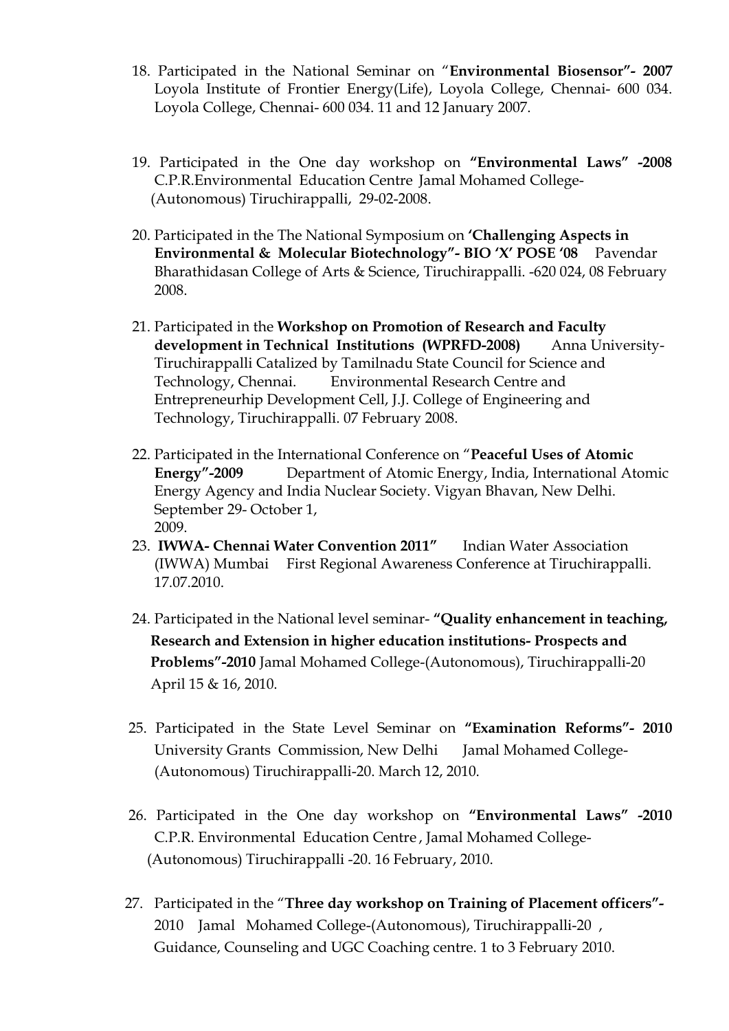18. Participated in the National Seminar on "**Environmental Biosensor"- 2007** Loyola Institute of Frontier Energy(Life), Loyola College, Chennai- 600 034. Loyola College, Chennai- 600 034. 11 and 12 January 2007.

19. Participated in the One day workshop on **"Environmental Laws" -2008** C.P.R.Environmental Education Centre Jamal Mohamed College-(Autonomous) Tiruchirappalli, 29-02-2008.

20. Participated in the The National Symposium on **'Challenging Aspects in Environmental & Molecular Biotechnology"- BIO 'X' POSE '08** Pavendar Bharathidasan College of Arts & Science, Tiruchirappalli. -620 024, 08 February 2008.

21. Participated in the **Workshop on Promotion of Research and Faculty development in Technical Institutions (WPRFD-2008)** Anna University-Tiruchirappalli Catalized by Tamilnadu State Council for Science and Technology, Chennai. Environmental Research Centre and Entrepreneurhip Development Cell, J.J. College of Engineering and Technology, Tiruchirappalli. 07 February 2008.

22. Participated in the International Conference on "**Peaceful Uses of Atomic Energy"-2009** Department of Atomic Energy, India, International Atomic Energy Agency and India Nuclear Society. Vigyan Bhavan, New Delhi. September 29- October 1, 2009.

23. **IWWA- Chennai Water Convention 2011"** Indian Water Association (IWWA) Mumbai First Regional Awareness Conference at Tiruchirappalli. 17.07.2010.

24. Participated in the National level seminar- **"Quality enhancement in teaching, Research and Extension in higher education institutions- Prospects and Problems"-2010** Jamal Mohamed College-(Autonomous), Tiruchirappalli-20 April 15 & 16, 2010.

25. Participated in the State Level Seminar on **"Examination Reforms"- 2010** University Grants Commission, New Delhi Jamal Mohamed College-(Autonomous) Tiruchirappalli-20. March 12, 2010.

26. Participated in the One day workshop on **"Environmental Laws" -2010** C.P.R. Environmental Education Centre , Jamal Mohamed College-(Autonomous) Tiruchirappalli -20. 16 February, 2010.

27. Participated in the "**Three day workshop on Training of Placement officers"-** 2010 Jamal Mohamed College-(Autonomous), Tiruchirappalli-20 , Guidance, Counseling and UGC Coaching centre. 1 to 3 February 2010.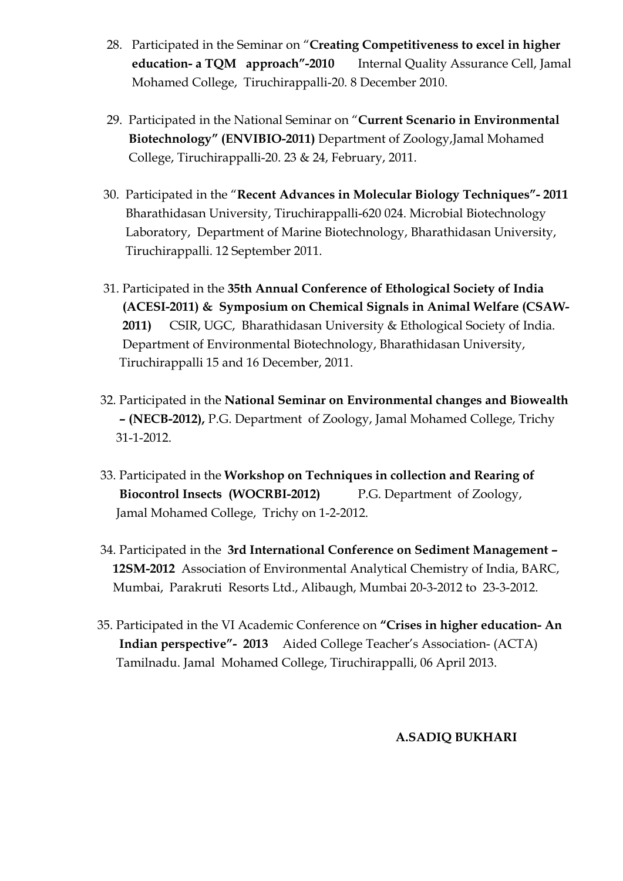28. Participated in the Seminar on "**Creating Competitiveness to excel in higher education- a TQM approach"-2010** Internal Quality Assurance Cell, Jamal Mohamed College, Tiruchirappalli-20. 8 December 2010.

29. Participated in the National Seminar on "**Current Scenario in Environmental Biotechnology" (ENVIBIO-2011)** Department of Zoology,Jamal Mohamed College, Tiruchirappalli-20. 23 & 24, February, 2011.

30. Participated in the "**Recent Advances in Molecular Biology Techniques"- 2011** Bharathidasan University, Tiruchirappalli-620 024. Microbial Biotechnology Laboratory, Department of Marine Biotechnology, Bharathidasan University, Tiruchirappalli. 12 September 2011.

31. Participated in the **35th Annual Conference of Ethological Society of India (ACESI-2011) & Symposium on Chemical Signals in Animal Welfare (CSAW-2011)** CSIR, UGC, Bharathidasan University & Ethological Society of India. Department of Environmental Biotechnology, Bharathidasan University, Tiruchirappalli 15 and 16 December, 2011.

32. Participated in the **National Seminar on Environmental changes and Biowealth – (NECB-2012),** P.G. Department of Zoology, Jamal Mohamed College, Trichy 31-1-2012.

33. Participated in the **Workshop on Techniques in collection and Rearing of Biocontrol Insects (WOCRBI-2012)** P.G. Department of Zoology, Jamal Mohamed College, Trichy on 1-2-2012.

34. Participated in the **3rd International Conference on Sediment Management – 12SM-2012** Association of Environmental Analytical Chemistry of India, BARC, Mumbai, Parakruti Resorts Ltd., Alibaugh, Mumbai 20-3-2012 to 23-3-2012.

35. Participated in the VI Academic Conference on **"Crises in higher education- An Indian perspective"- 2013** Aided College Teacher's Association- (ACTA) Tamilnadu. Jamal Mohamed College, Tiruchirappalli, 06 April 2013.

**A.SADIQ BUKHARI**